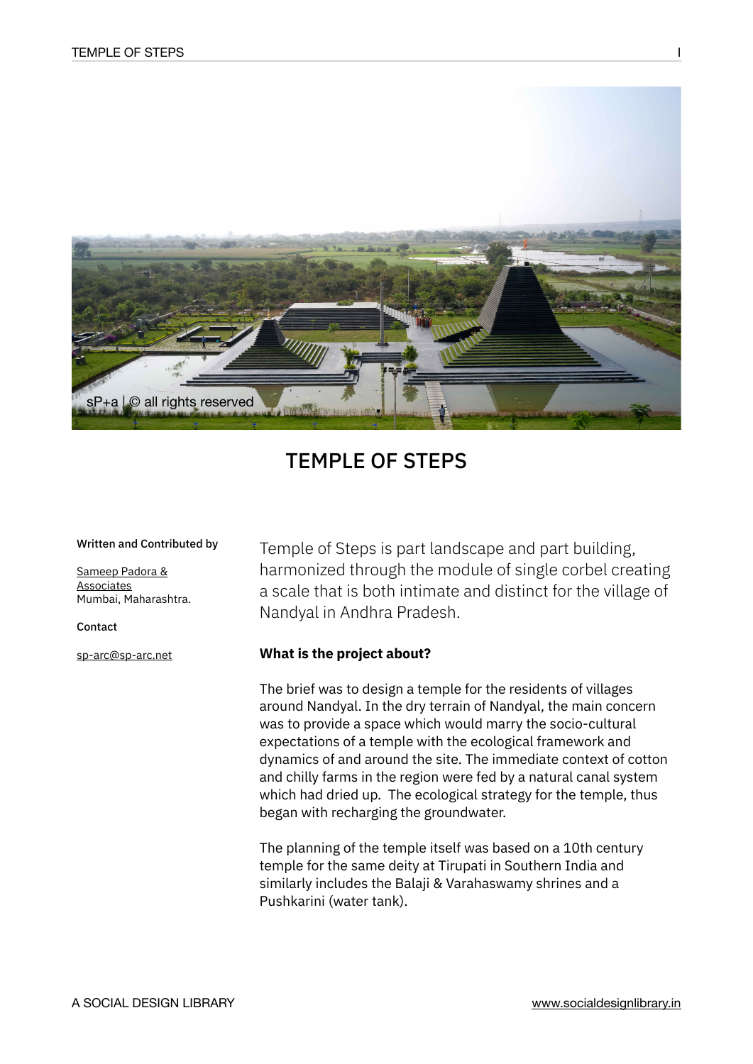# TEMPLE OF STEPS

**Written and Contributed by**

Sameep Padora & Associates
Mumbai, Maharashtra.

**Contact**

sp-arc@sp-arc.net

Temple of Steps is part landscape and part building, harmonized through the module of single corbel creating a scale that is both intimate and distinct for the village of Nandyal in Andhra Pradesh.

**What is the project about?**

The brief was to design a temple for the residents of villages around Nandyal. In the dry terrain of Nandyal, the main concern was to provide a space which would marry the socio-cultural expectations of a temple with the ecological framework and dynamics of and around the site. The immediate context of cotton and chilly farms in the region were fed by a natural canal system which had dried up. The ecological strategy for the temple, thus began with recharging the groundwater.

The planning of the temple itself was based on a 10th century temple for the same deity at Tirupati in Southern India and similarly includes the Balaji & Varahaswamy shrines and a Pushkarini (water tank).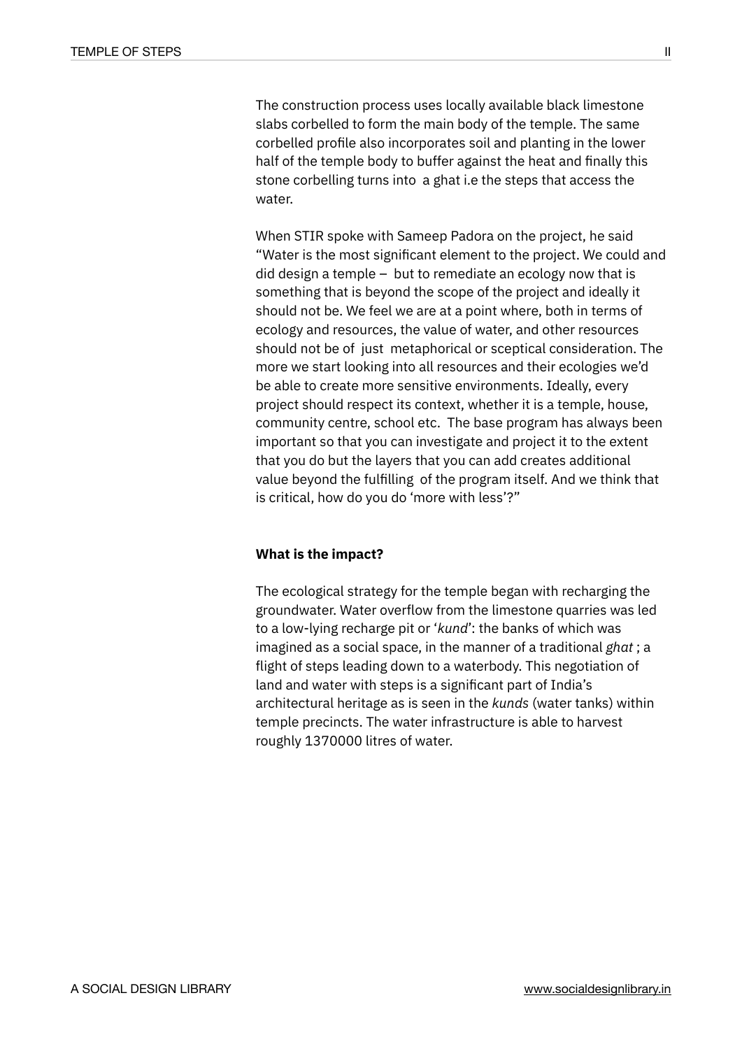The construction process uses locally available black limestone slabs corbelled to form the main body of the temple. The same corbelled profile also incorporates soil and planting in the lower half of the temple body to buffer against the heat and finally this stone corbelling turns into  a ghat i.e the steps that access the water.

When STIR spoke with Sameep Padora on the project, he said "Water is the most significant element to the project. We could and did design a temple –  but to remediate an ecology now that is something that is beyond the scope of the project and ideally it should not be. We feel we are at a point where, both in terms of ecology and resources, the value of water, and other resources should not be of  just  metaphorical or sceptical consideration. The more we start looking into all resources and their ecologies we'd be able to create more sensitive environments. Ideally, every project should respect its context, whether it is a temple, house, community centre, school etc.  The base program has always been important so that you can investigate and project it to the extent that you do but the layers that you can add creates additional value beyond the fulfilling  of the program itself. And we think that is critical, how do you do 'more with less'?"

**What is the impact?**

The ecological strategy for the temple began with recharging the groundwater. Water overflow from the limestone quarries was led to a low-lying recharge pit or '*kund*': the banks of which was imagined as a social space, in the manner of a traditional *ghat* ; a flight of steps leading down to a waterbody. This negotiation of land and water with steps is a significant part of India's architectural heritage as is seen in the *kunds* (water tanks) within temple precincts. The water infrastructure is able to harvest roughly 1370000 litres of water.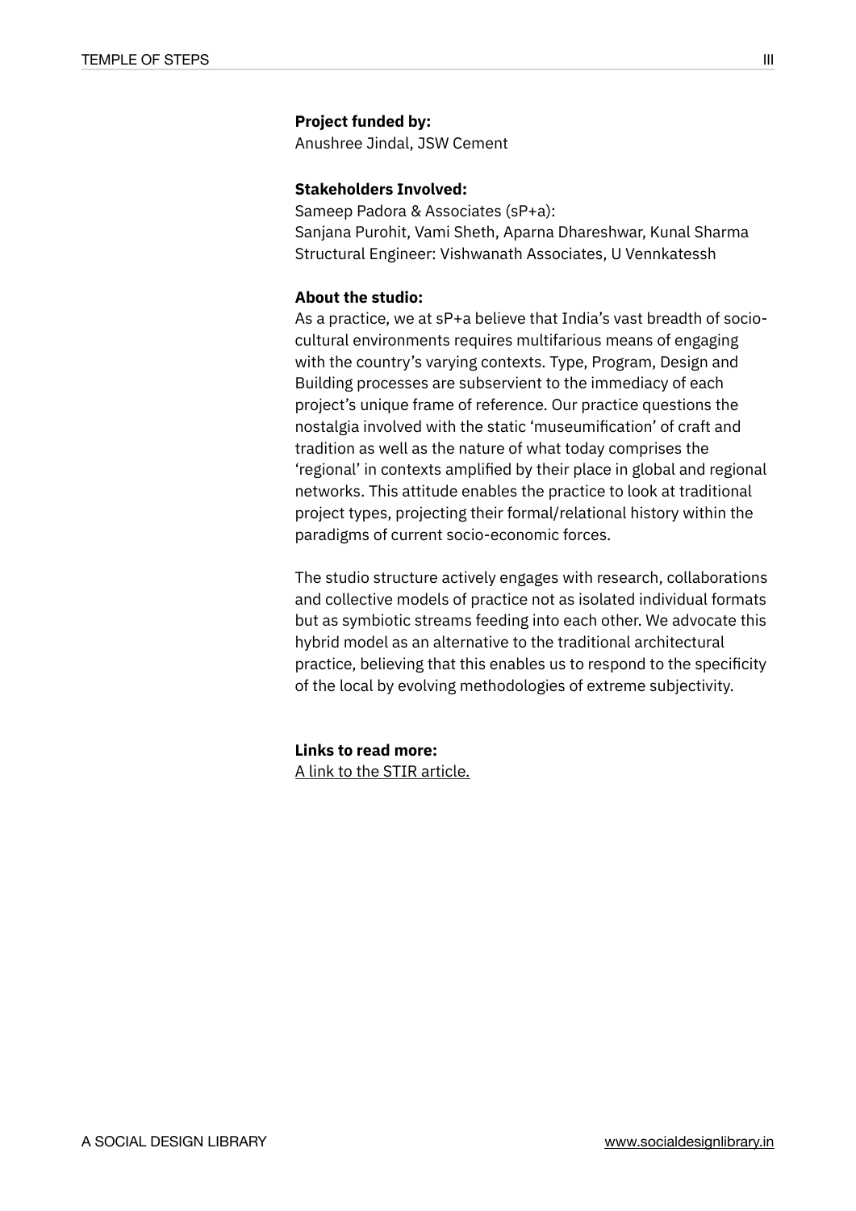**Project funded by:**
Anushree Jindal, JSW Cement

**Stakeholders Involved:**
Sameep Padora & Associates (sP+a):
Sanjana Purohit, Vami Sheth, Aparna Dhareshwar, Kunal Sharma
Structural Engineer: Vishwanath Associates, U Vennkatessh

**About the studio:**
As a practice, we at sP+a believe that India's vast breadth of socio-cultural environments requires multifarious means of engaging with the country's varying contexts. Type, Program, Design and Building processes are subservient to the immediacy of each project's unique frame of reference. Our practice questions the nostalgia involved with the static 'museumification' of craft and tradition as well as the nature of what today comprises the 'regional' in contexts amplified by their place in global and regional networks. This attitude enables the practice to look at traditional project types, projecting their formal/relational history within the paradigms of current socio-economic forces.

The studio structure actively engages with research, collaborations and collective models of practice not as isolated individual formats but as symbiotic streams feeding into each other. We advocate this hybrid model as an alternative to the traditional architectural practice, believing that this enables us to respond to the specificity of the local by evolving methodologies of extreme subjectivity.

**Links to read more:**
A link to the STIR article.